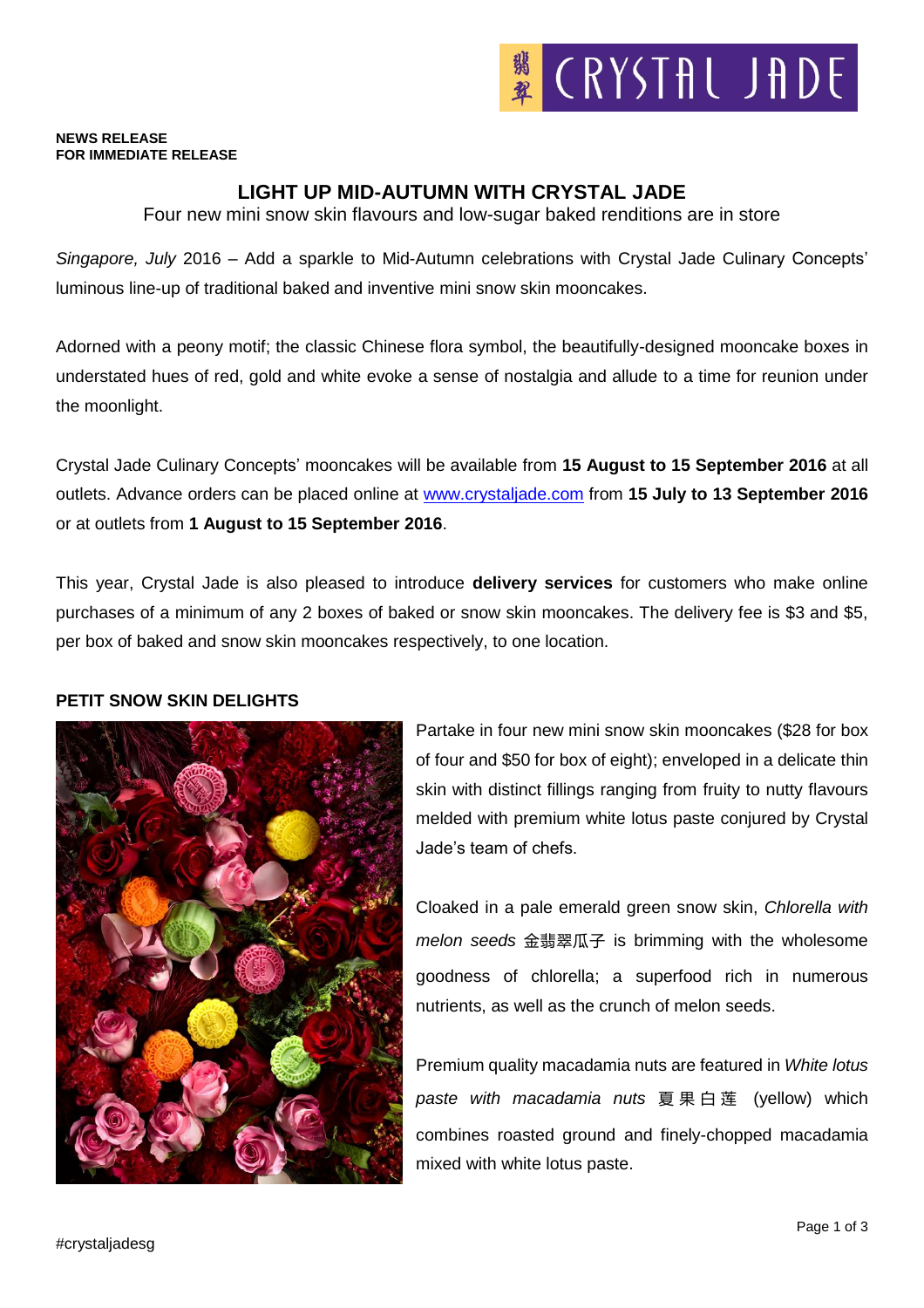**NEWS RELEASE**
**FOR IMMEDIATE RELEASE**

# LIGHT UP MID-AUTUMN WITH CRYSTAL JADE

Four new mini snow skin flavours and low-sugar baked renditions are in store

*Singapore, July* 2016 – Add a sparkle to Mid-Autumn celebrations with Crystal Jade Culinary Concepts' luminous line-up of traditional baked and inventive mini snow skin mooncakes.

Adorned with a peony motif; the classic Chinese flora symbol, the beautifully-designed mooncake boxes in understated hues of red, gold and white evoke a sense of nostalgia and allude to a time for reunion under the moonlight.

Crystal Jade Culinary Concepts' mooncakes will be available from **15 August to 15 September 2016** at all outlets. Advance orders can be placed online at www.crystaljade.com from **15 July to 13 September 2016** or at outlets from **1 August to 15 September 2016**.

This year, Crystal Jade is also pleased to introduce **delivery services** for customers who make online purchases of a minimum of any 2 boxes of baked or snow skin mooncakes. The delivery fee is $3 and $5, per box of baked and snow skin mooncakes respectively, to one location.

## PETIT SNOW SKIN DELIGHTS

Partake in four new mini snow skin mooncakes ($28 for box of four and $50 for box of eight); enveloped in a delicate thin skin with distinct fillings ranging from fruity to nutty flavours melded with premium white lotus paste conjured by Crystal Jade's team of chefs.

Cloaked in a pale emerald green snow skin, *Chlorella with melon seeds* 金翡翠瓜子 is brimming with the wholesome goodness of chlorella; a superfood rich in numerous nutrients, as well as the crunch of melon seeds.

Premium quality macadamia nuts are featured in *White lotus paste with macadamia nuts* 夏果白莲 (yellow) which combines roasted ground and finely-chopped macadamia mixed with white lotus paste.

#crystaljadesg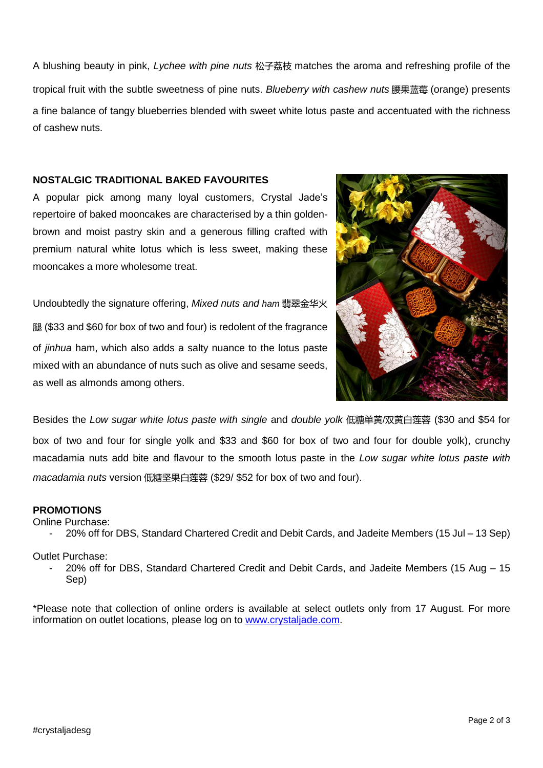A blushing beauty in pink, *Lychee with pine nuts* 松子荔枝 matches the aroma and refreshing profile of the tropical fruit with the subtle sweetness of pine nuts. *Blueberry with cashew nuts* 腰果蓝莓 (orange) presents a fine balance of tangy blueberries blended with sweet white lotus paste and accentuated with the richness of cashew nuts.

**NOSTALGIC TRADITIONAL BAKED FAVOURITES**

A popular pick among many loyal customers, Crystal Jade's repertoire of baked mooncakes are characterised by a thin golden-brown and moist pastry skin and a generous filling crafted with premium natural white lotus which is less sweet, making these mooncakes a more wholesome treat.

Undoubtedly the signature offering, *Mixed nuts and ham* 翡翠金华火腿 ($33 and $60 for box of two and four) is redolent of the fragrance of *jinhua* ham, which also adds a salty nuance to the lotus paste mixed with an abundance of nuts such as olive and sesame seeds, as well as almonds among others.

Besides the *Low sugar white lotus paste with single* and *double yolk* 低糖单黄/双黄白莲蓉 ($30 and $54 for box of two and four for single yolk and $33 and $60 for box of two and four for double yolk), crunchy macadamia nuts add bite and flavour to the smooth lotus paste in the *Low sugar white lotus paste with macadamia nuts* version 低糖坚果白莲蓉 ($29/ $52 for box of two and four).

**PROMOTIONS**

Online Purchase:

- 20% off for DBS, Standard Chartered Credit and Debit Cards, and Jadeite Members (15 Jul – 13 Sep)

Outlet Purchase:

- 20% off for DBS, Standard Chartered Credit and Debit Cards, and Jadeite Members (15 Aug – 15 Sep)

*Please note that collection of online orders is available at select outlets only from 17 August. For more information on outlet locations, please log on to [www.crystaljade.com](http://www.crystaljade.com).

#crystaljadesg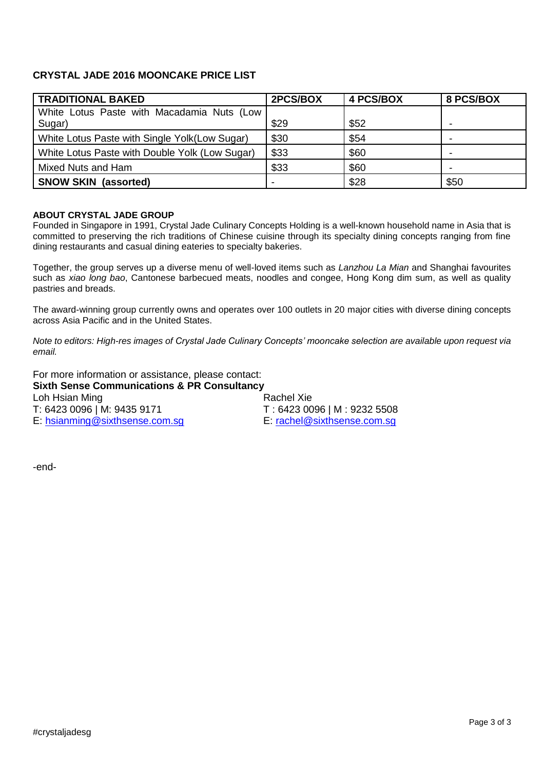**CRYSTAL JADE 2016 MOONCAKE PRICE LIST**

| **TRADITIONAL BAKED** | **2PCS/BOX** | **4 PCS/BOX** | **8 PCS/BOX** |
|---|---|---|---|
| White Lotus Paste with Macadamia Nuts (Low Sugar) | $29 | $52 | - |
| White Lotus Paste with Single Yolk(Low Sugar) | $30 | $54 | - |
| White Lotus Paste with Double Yolk (Low Sugar) | $33 | $60 | - |
| Mixed Nuts and Ham | $33 | $60 | - |
| **SNOW SKIN (assorted)** | - | $28 | $50 |

**ABOUT CRYSTAL JADE GROUP**

Founded in Singapore in 1991, Crystal Jade Culinary Concepts Holding is a well-known household name in Asia that is committed to preserving the rich traditions of Chinese cuisine through its specialty dining concepts ranging from fine dining restaurants and casual dining eateries to specialty bakeries.

Together, the group serves up a diverse menu of well-loved items such as *Lanzhou La Mian* and Shanghai favourites such as *xiao long bao*, Cantonese barbecued meats, noodles and congee, Hong Kong dim sum, as well as quality pastries and breads.

The award-winning group currently owns and operates over 100 outlets in 20 major cities with diverse dining concepts across Asia Pacific and in the United States.

*Note to editors: High-res images of Crystal Jade Culinary Concepts' mooncake selection are available upon request via email.*

For more information or assistance, please contact:
**Sixth Sense Communications & PR Consultancy**

Loh Hsian Ming
T: 6423 0096 | M: 9435 9171
E: hsianming@sixthsense.com.sg

Rachel Xie
T : 6423 0096 | M : 9232 5508
E: rachel@sixthsense.com.sg

-end-

#crystaljadesg